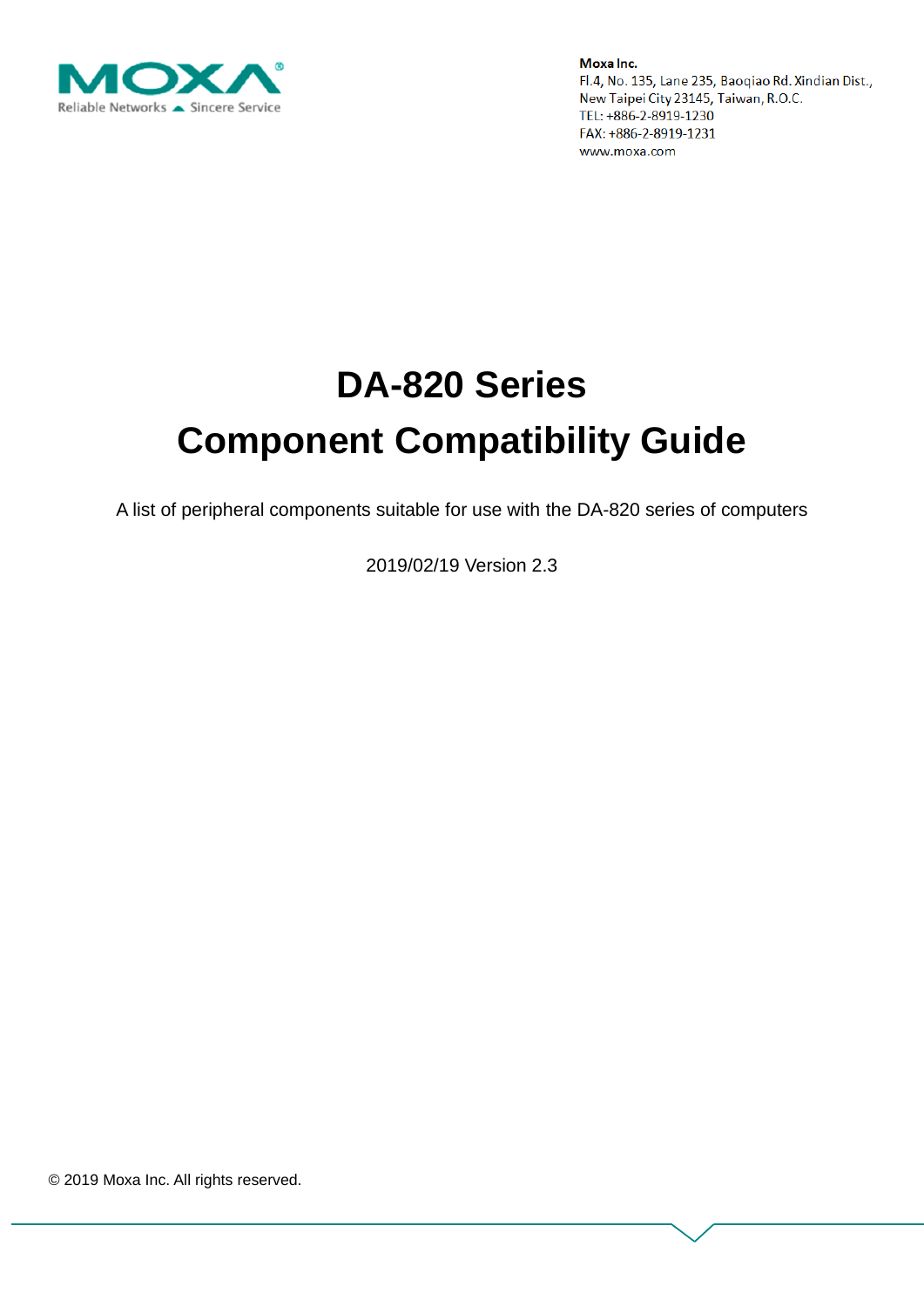**Moxa Inc.**
Fl.4, No. 135, Lane 235, Baoqiao Rd. Xindian Dist.,
New Taipei City 23145, Taiwan, R.O.C.
TEL: +886-2-8919-1230
FAX: +886-2-8919-1231
www.moxa.com

# DA-820 Series
# Component Compatibility Guide

A list of peripheral components suitable for use with the DA-820 series of computers

2019/02/19 Version 2.3

© 2019 Moxa Inc. All rights reserved.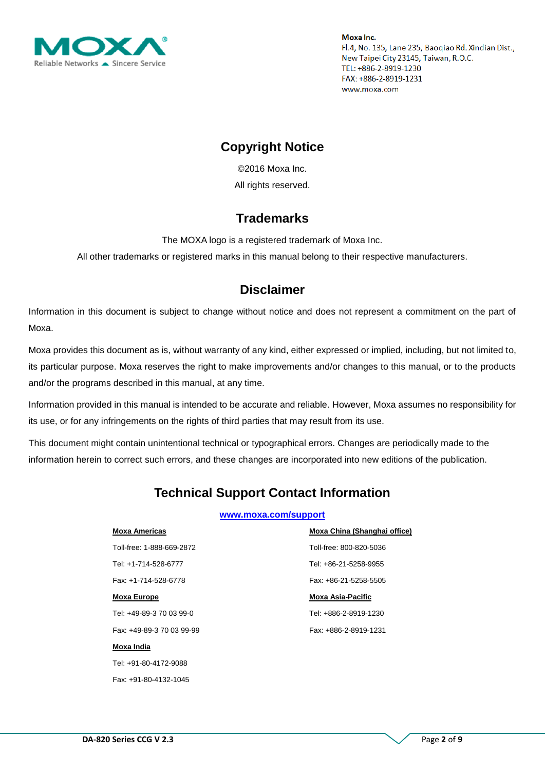**Moxa Inc.**
Fl.4, No. 135, Lane 235, Baoqiao Rd. Xindian Dist.,
New Taipei City 23145, Taiwan, R.O.C.
TEL: +886-2-8919-1230
FAX: +886-2-8919-1231
www.moxa.com

## Copyright Notice

©2016 Moxa Inc.

All rights reserved.

## Trademarks

The MOXA logo is a registered trademark of Moxa Inc.

All other trademarks or registered marks in this manual belong to their respective manufacturers.

## Disclaimer

Information in this document is subject to change without notice and does not represent a commitment on the part of Moxa.

Moxa provides this document as is, without warranty of any kind, either expressed or implied, including, but not limited to, its particular purpose. Moxa reserves the right to make improvements and/or changes to this manual, or to the products and/or the programs described in this manual, at any time.

Information provided in this manual is intended to be accurate and reliable. However, Moxa assumes no responsibility for its use, or for any infringements on the rights of third parties that may result from its use.

This document might contain unintentional technical or typographical errors. Changes are periodically made to the information herein to correct such errors, and these changes are incorporated into new editions of the publication.

## Technical Support Contact Information

**www.moxa.com/support**

**Moxa Americas**

Toll-free: 1-888-669-2872

Tel: +1-714-528-6777

Fax: +1-714-528-6778

**Moxa Europe**

Tel: +49-89-3 70 03 99-0

Fax: +49-89-3 70 03 99-99

**Moxa India**

Tel: +91-80-4172-9088

Fax: +91-80-4132-1045

**Moxa China (Shanghai office)**

Toll-free: 800-820-5036

Tel: +86-21-5258-9955

Fax: +86-21-5258-5505

**Moxa Asia-Pacific**

Tel: +886-2-8919-1230

Fax: +886-2-8919-1231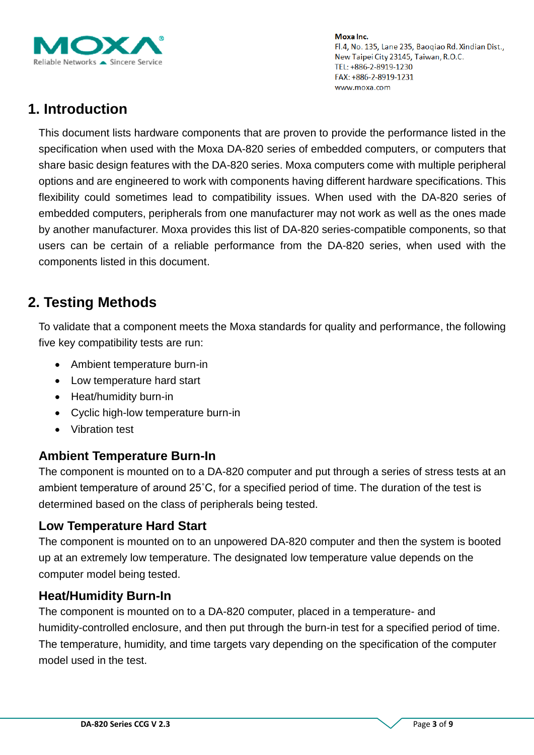# 1. Introduction

This document lists hardware components that are proven to provide the performance listed in the specification when used with the Moxa DA-820 series of embedded computers, or computers that share basic design features with the DA-820 series. Moxa computers come with multiple peripheral options and are engineered to work with components having different hardware specifications. This flexibility could sometimes lead to compatibility issues. When used with the DA-820 series of embedded computers, peripherals from one manufacturer may not work as well as the ones made by another manufacturer. Moxa provides this list of DA-820 series-compatible components, so that users can be certain of a reliable performance from the DA-820 series, when used with the components listed in this document.

# 2. Testing Methods

To validate that a component meets the Moxa standards for quality and performance, the following five key compatibility tests are run:

- Ambient temperature burn-in
- Low temperature hard start
- Heat/humidity burn-in
- Cyclic high-low temperature burn-in
- Vibration test

### Ambient Temperature Burn-In

The component is mounted on to a DA-820 computer and put through a series of stress tests at an ambient temperature of around 25˚C, for a specified period of time. The duration of the test is determined based on the class of peripherals being tested.

### Low Temperature Hard Start

The component is mounted on to an unpowered DA-820 computer and then the system is booted up at an extremely low temperature. The designated low temperature value depends on the computer model being tested.

### Heat/Humidity Burn-In

The component is mounted on to a DA-820 computer, placed in a temperature- and humidity-controlled enclosure, and then put through the burn-in test for a specified period of time. The temperature, humidity, and time targets vary depending on the specification of the computer model used in the test.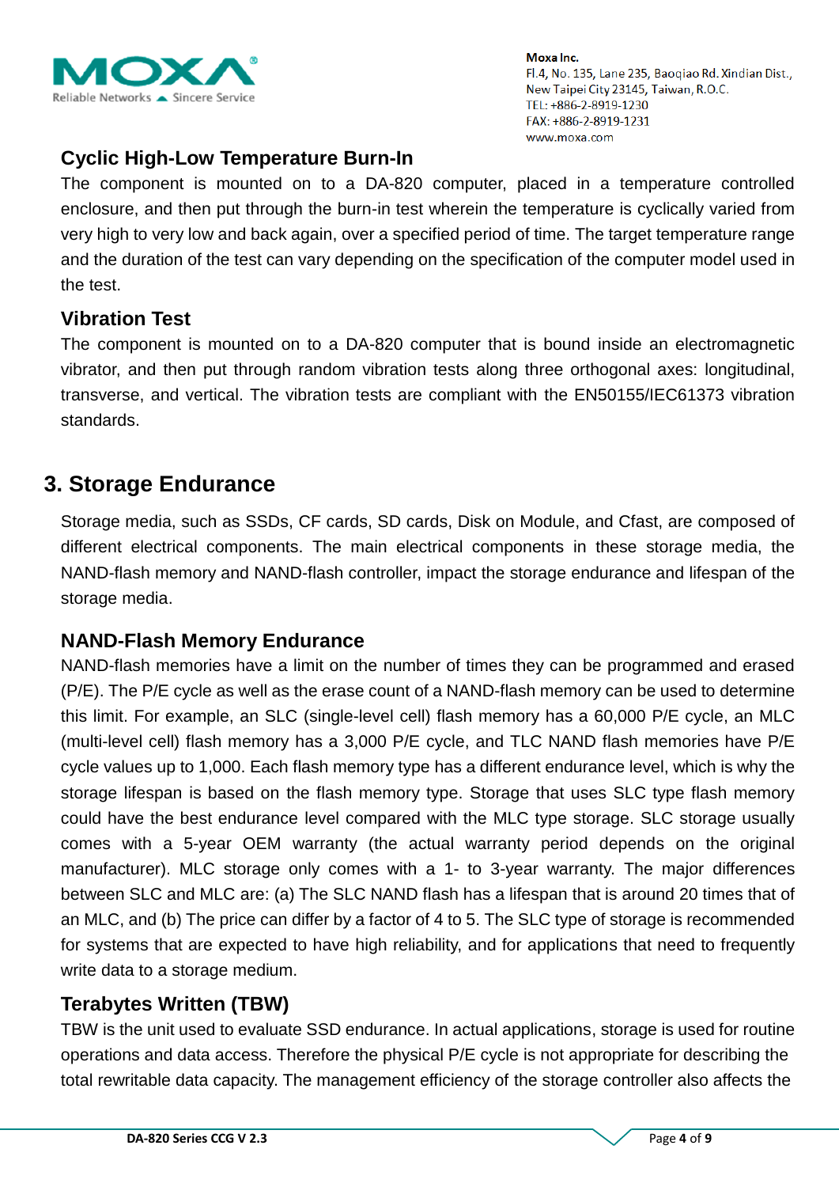### Cyclic High-Low Temperature Burn-In

The component is mounted on to a DA-820 computer, placed in a temperature controlled enclosure, and then put through the burn-in test wherein the temperature is cyclically varied from very high to very low and back again, over a specified period of time. The target temperature range and the duration of the test can vary depending on the specification of the computer model used in the test.

### Vibration Test

The component is mounted on to a DA-820 computer that is bound inside an electromagnetic vibrator, and then put through random vibration tests along three orthogonal axes: longitudinal, transverse, and vertical. The vibration tests are compliant with the EN50155/IEC61373 vibration standards.

## 3. Storage Endurance

Storage media, such as SSDs, CF cards, SD cards, Disk on Module, and Cfast, are composed of different electrical components. The main electrical components in these storage media, the NAND-flash memory and NAND-flash controller, impact the storage endurance and lifespan of the storage media.

### NAND-Flash Memory Endurance

NAND-flash memories have a limit on the number of times they can be programmed and erased (P/E). The P/E cycle as well as the erase count of a NAND-flash memory can be used to determine this limit. For example, an SLC (single-level cell) flash memory has a 60,000 P/E cycle, an MLC (multi-level cell) flash memory has a 3,000 P/E cycle, and TLC NAND flash memories have P/E cycle values up to 1,000. Each flash memory type has a different endurance level, which is why the storage lifespan is based on the flash memory type. Storage that uses SLC type flash memory could have the best endurance level compared with the MLC type storage. SLC storage usually comes with a 5-year OEM warranty (the actual warranty period depends on the original manufacturer). MLC storage only comes with a 1- to 3-year warranty. The major differences between SLC and MLC are: (a) The SLC NAND flash has a lifespan that is around 20 times that of an MLC, and (b) The price can differ by a factor of 4 to 5. The SLC type of storage is recommended for systems that are expected to have high reliability, and for applications that need to frequently write data to a storage medium.

### Terabytes Written (TBW)

TBW is the unit used to evaluate SSD endurance. In actual applications, storage is used for routine operations and data access. Therefore the physical P/E cycle is not appropriate for describing the total rewritable data capacity. The management efficiency of the storage controller also affects the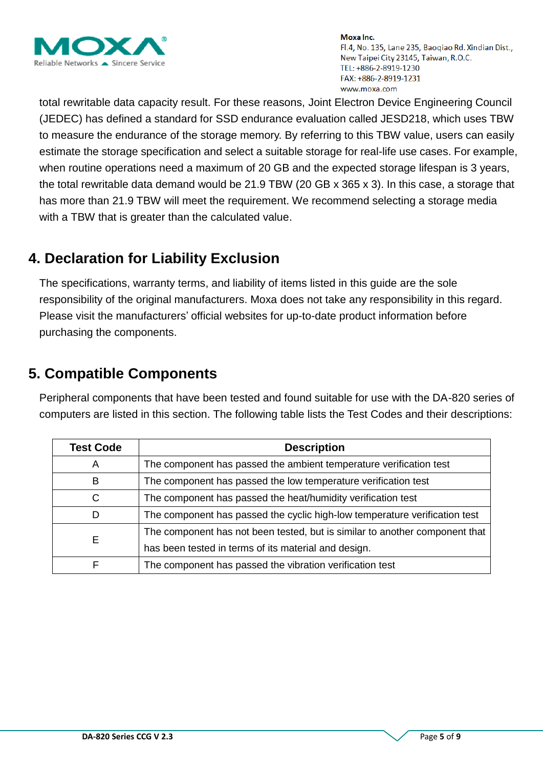total rewritable data capacity result. For these reasons, Joint Electron Device Engineering Council (JEDEC) has defined a standard for SSD endurance evaluation called JESD218, which uses TBW to measure the endurance of the storage memory. By referring to this TBW value, users can easily estimate the storage specification and select a suitable storage for real-life use cases. For example, when routine operations need a maximum of 20 GB and the expected storage lifespan is 3 years, the total rewritable data demand would be 21.9 TBW (20 GB x 365 x 3). In this case, a storage that has more than 21.9 TBW will meet the requirement. We recommend selecting a storage media with a TBW that is greater than the calculated value.

## 4. Declaration for Liability Exclusion

The specifications, warranty terms, and liability of items listed in this guide are the sole responsibility of the original manufacturers. Moxa does not take any responsibility in this regard. Please visit the manufacturers' official websites for up-to-date product information before purchasing the components.

## 5. Compatible Components

Peripheral components that have been tested and found suitable for use with the DA-820 series of computers are listed in this section. The following table lists the Test Codes and their descriptions:

| Test Code | Description |
|---|---|
| A | The component has passed the ambient temperature verification test |
| B | The component has passed the low temperature verification test |
| C | The component has passed the heat/humidity verification test |
| D | The component has passed the cyclic high-low temperature verification test |
| E | The component has not been tested, but is similar to another component that has been tested in terms of its material and design. |
| F | The component has passed the vibration verification test |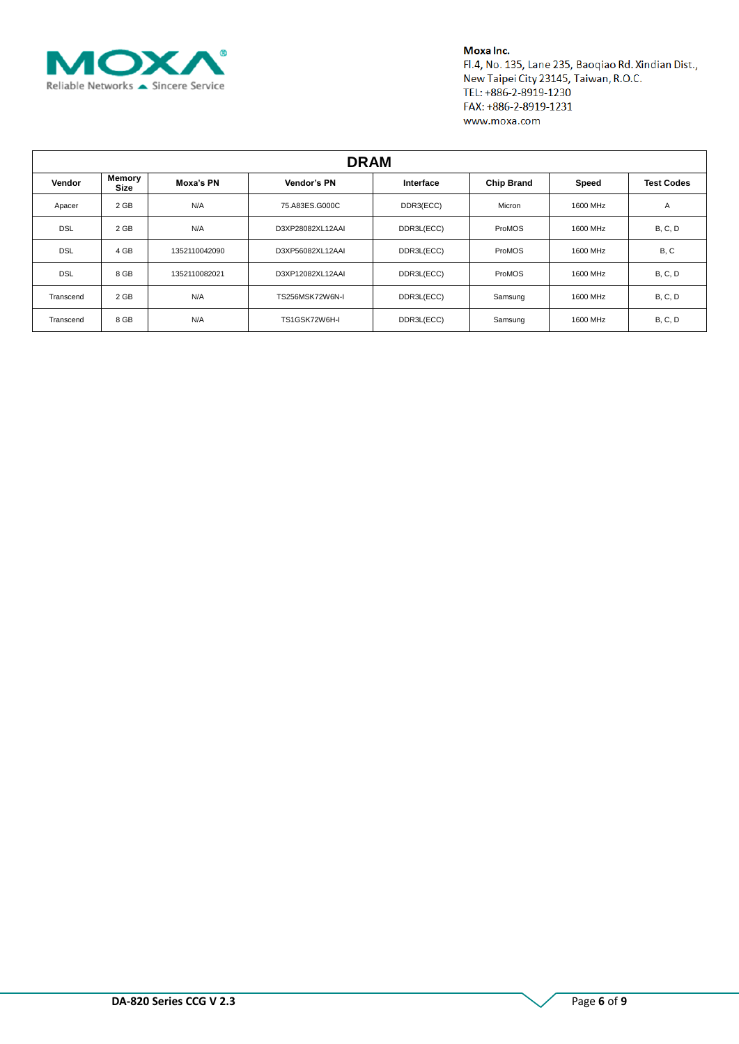| DRAM | | | | | | | |
|---|---|---|---|---|---|---|---|
| **Vendor** | **Memory Size** | **Moxa's PN** | **Vendor's PN** | **Interface** | **Chip Brand** | **Speed** | **Test Codes** |
| Apacer | 2 GB | N/A | 75.A83ES.G000C | DDR3(ECC) | Micron | 1600 MHz | A |
| DSL | 2 GB | N/A | D3XP28082XL12AAI | DDR3L(ECC) | ProMOS | 1600 MHz | B, C, D |
| DSL | 4 GB | 1352110042090 | D3XP56082XL12AAI | DDR3L(ECC) | ProMOS | 1600 MHz | B, C |
| DSL | 8 GB | 1352110082021 | D3XP12082XL12AAI | DDR3L(ECC) | ProMOS | 1600 MHz | B, C, D |
| Transcend | 2 GB | N/A | TS256MSK72W6N-I | DDR3L(ECC) | Samsung | 1600 MHz | B, C, D |
| Transcend | 8 GB | N/A | TS1GSK72W6H-I | DDR3L(ECC) | Samsung | 1600 MHz | B, C, D |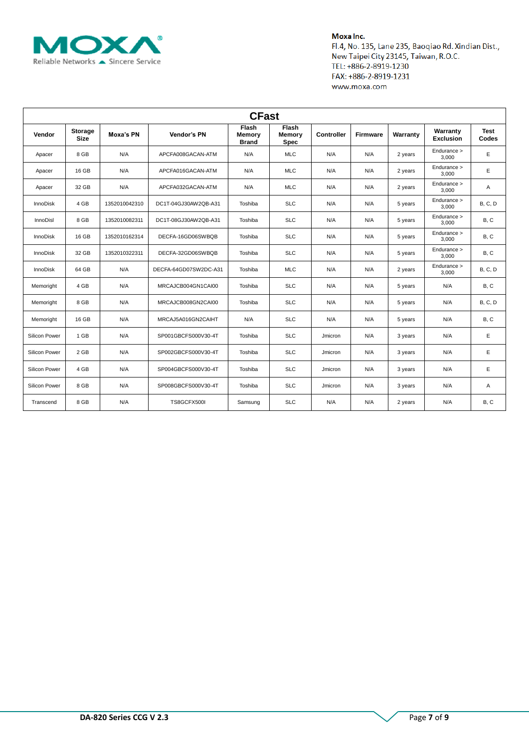Moxa Inc.
Fl.4, No. 135, Lane 235, Baoqiao Rd. Xindian Dist.,
New Taipei City 23145, Taiwan, R.O.C.
TEL: +886-2-8919-1230
FAX: +886-2-8919-1231
www.moxa.com

## CFast

| Vendor | Storage Size | Moxa's PN | Vendor's PN | Flash Memory Brand | Flash Memory Spec | Controller | Firmware | Warranty | Warranty Exclusion | Test Codes |
|---|---|---|---|---|---|---|---|---|---|---|
| Apacer | 8 GB | N/A | APCFA008GACAN-ATM | N/A | MLC | N/A | N/A | 2 years | Endurance > 3,000 | E |
| Apacer | 16 GB | N/A | APCFA016GACAN-ATM | N/A | MLC | N/A | N/A | 2 years | Endurance > 3,000 | E |
| Apacer | 32 GB | N/A | APCFA032GACAN-ATM | N/A | MLC | N/A | N/A | 2 years | Endurance > 3,000 | A |
| InnoDisk | 4 GB | 1352010042310 | DC1T-04GJ30AW2QB-A31 | Toshiba | SLC | N/A | N/A | 5 years | Endurance > 3,000 | B, C, D |
| InnoDisl | 8 GB | 1352010082311 | DC1T-08GJ30AW2QB-A31 | Toshiba | SLC | N/A | N/A | 5 years | Endurance > 3,000 | B, C |
| InnoDisk | 16 GB | 1352010162314 | DECFA-16GD06SWBQB | Toshiba | SLC | N/A | N/A | 5 years | Endurance > 3,000 | B, C |
| InnoDisk | 32 GB | 1352010322311 | DECFA-32GD06SWBQB | Toshiba | SLC | N/A | N/A | 5 years | Endurance > 3,000 | B, C |
| InnoDisk | 64 GB | N/A | DECFA-64GD07SW2DC-A31 | Toshiba | MLC | N/A | N/A | 2 years | Endurance > 3,000 | B, C, D |
| Memoright | 4 GB | N/A | MRCAJCB004GN1CAI00 | Toshiba | SLC | N/A | N/A | 5 years | N/A | B, C |
| Memoright | 8 GB | N/A | MRCAJCB008GN2CAI00 | Toshiba | SLC | N/A | N/A | 5 years | N/A | B, C, D |
| Memoright | 16 GB | N/A | MRCAJ5A016GN2CAIHT | N/A | SLC | N/A | N/A | 5 years | N/A | B, C |
| Silicon Power | 1 GB | N/A | SP001GBCFS000V30-4T | Toshiba | SLC | Jmicron | N/A | 3 years | N/A | E |
| Silicon Power | 2 GB | N/A | SP002GBCFS000V30-4T | Toshiba | SLC | Jmicron | N/A | 3 years | N/A | E |
| Silicon Power | 4 GB | N/A | SP004GBCFS000V30-4T | Toshiba | SLC | Jmicron | N/A | 3 years | N/A | E |
| Silicon Power | 8 GB | N/A | SP008GBCFS000V30-4T | Toshiba | SLC | Jmicron | N/A | 3 years | N/A | A |
| Transcend | 8 GB | N/A | TS8GCFX500I | Samsung | SLC | N/A | N/A | 2 years | N/A | B, C |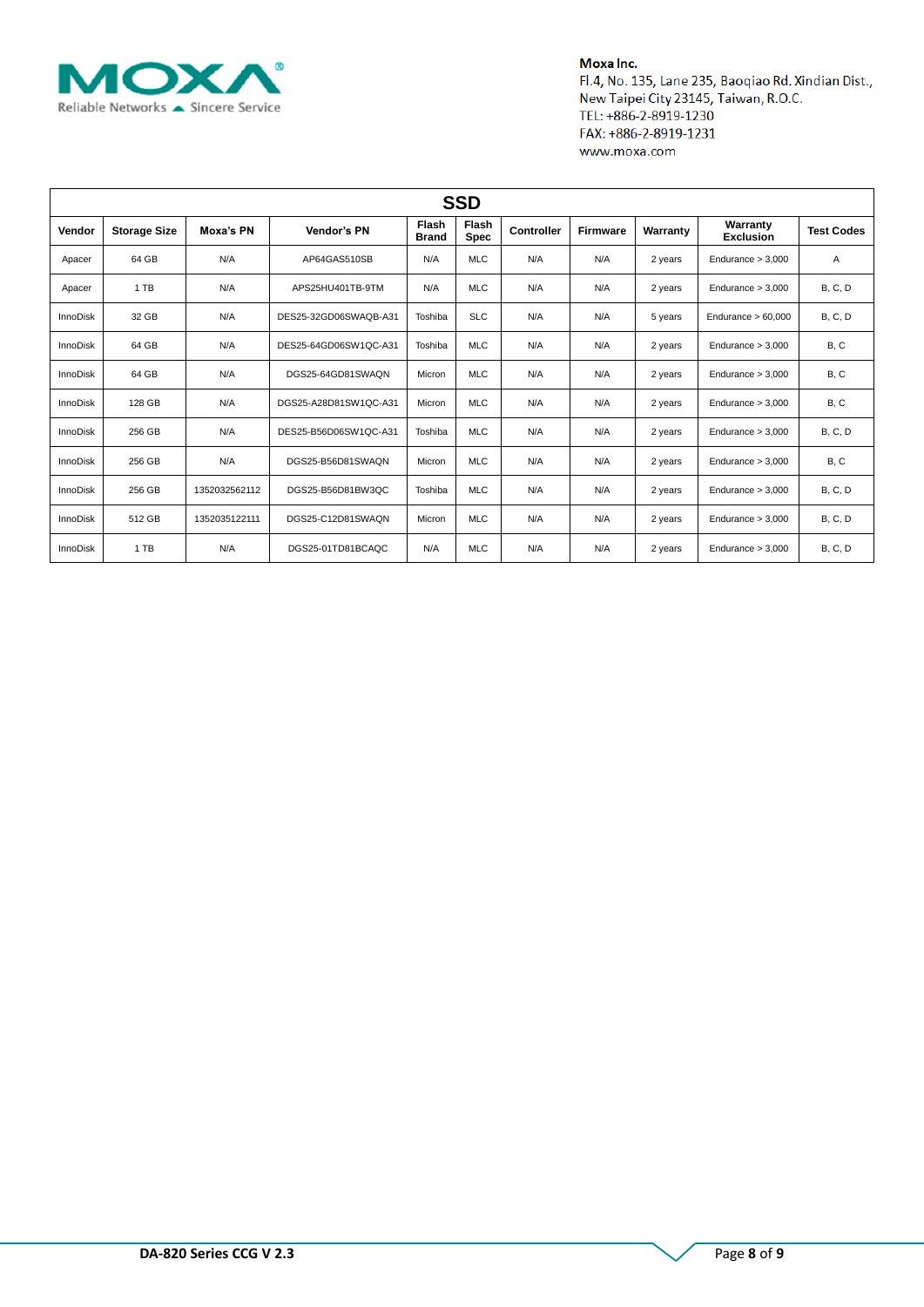Moxa Inc.
Fl.4, No. 135, Lane 235, Baoqiao Rd. Xindian Dist.,
New Taipei City 23145, Taiwan, R.O.C.
TEL: +886-2-8919-1230
FAX: +886-2-8919-1231
www.moxa.com

| SSD | | | | | | | | | | |
|---|---|---|---|---|---|---|---|---|---|---|
| **Vendor** | **Storage Size** | **Moxa's PN** | **Vendor's PN** | **Flash Brand** | **Flash Spec** | **Controller** | **Firmware** | **Warranty** | **Warranty Exclusion** | **Test Codes** |
| Apacer | 64 GB | N/A | AP64GAS510SB | N/A | MLC | N/A | N/A | 2 years | Endurance > 3,000 | A |
| Apacer | 1 TB | N/A | APS25HU401TB-9TM | N/A | MLC | N/A | N/A | 2 years | Endurance > 3,000 | B, C, D |
| InnoDisk | 32 GB | N/A | DES25-32GD06SWAQB-A31 | Toshiba | SLC | N/A | N/A | 5 years | Endurance > 60,000 | B, C, D |
| InnoDisk | 64 GB | N/A | DES25-64GD06SW1QC-A31 | Toshiba | MLC | N/A | N/A | 2 years | Endurance > 3,000 | B, C |
| InnoDisk | 64 GB | N/A | DGS25-64GD81SWAQN | Micron | MLC | N/A | N/A | 2 years | Endurance > 3,000 | B, C |
| InnoDisk | 128 GB | N/A | DGS25-A28D81SW1QC-A31 | Micron | MLC | N/A | N/A | 2 years | Endurance > 3,000 | B, C |
| InnoDisk | 256 GB | N/A | DES25-B56D06SW1QC-A31 | Toshiba | MLC | N/A | N/A | 2 years | Endurance > 3,000 | B, C, D |
| InnoDisk | 256 GB | N/A | DGS25-B56D81SWAQN | Micron | MLC | N/A | N/A | 2 years | Endurance > 3,000 | B, C |
| InnoDisk | 256 GB | 1352032562112 | DGS25-B56D81BW3QC | Toshiba | MLC | N/A | N/A | 2 years | Endurance > 3,000 | B, C, D |
| InnoDisk | 512 GB | 1352035122111 | DGS25-C12D81SWAQN | Micron | MLC | N/A | N/A | 2 years | Endurance > 3,000 | B, C, D |
| InnoDisk | 1 TB | N/A | DGS25-01TD81BCAQC | N/A | MLC | N/A | N/A | 2 years | Endurance > 3,000 | B, C, D |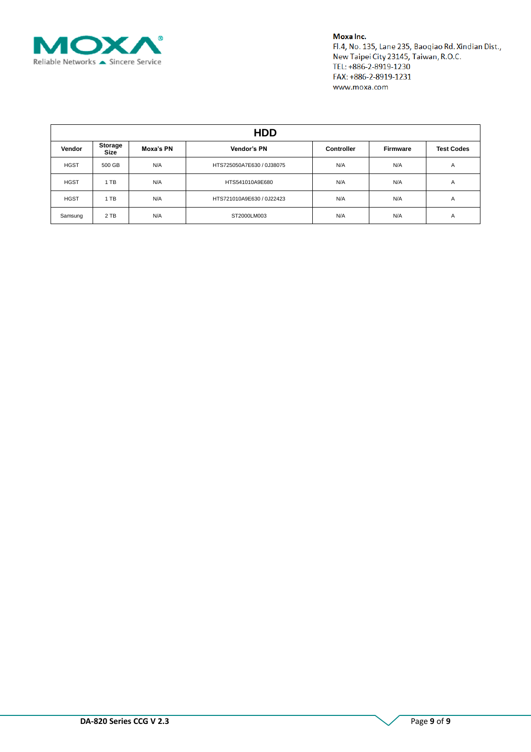| HDD | | | | | | |
|---|---|---|---|---|---|---|
| **Vendor** | **Storage Size** | **Moxa's PN** | **Vendor's PN** | **Controller** | **Firmware** | **Test Codes** |
| HGST | 500 GB | N/A | HTS725050A7E630 / 0J38075 | N/A | N/A | A |
| HGST | 1 TB | N/A | HTS541010A9E680 | N/A | N/A | A |
| HGST | 1 TB | N/A | HTS721010A9E630 / 0J22423 | N/A | N/A | A |
| Samsung | 2 TB | N/A | ST2000LM003 | N/A | N/A | A |